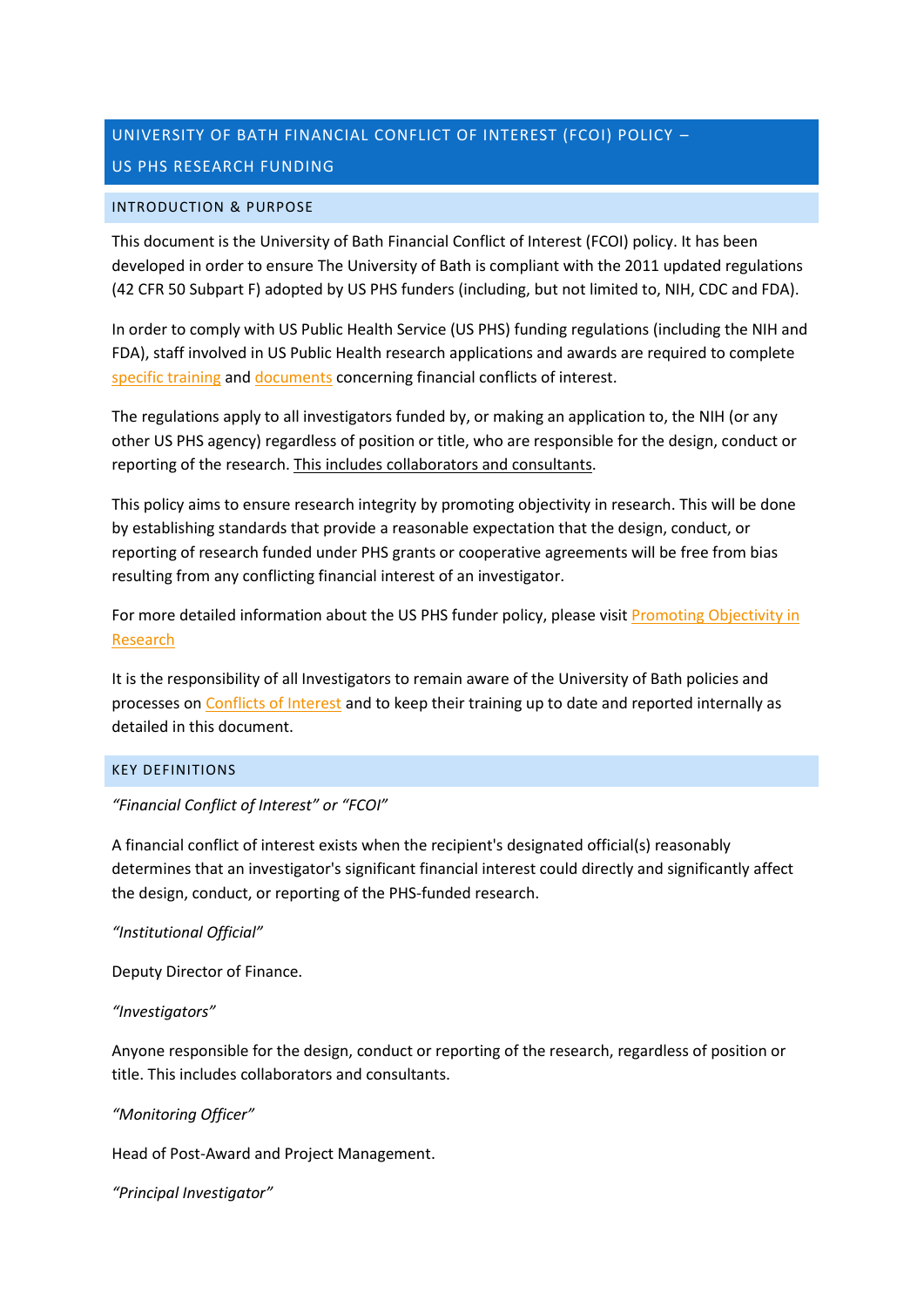# UNIVERSITY OF BATH FINANCIAL CONFLICT OF INTEREST (FCOI) POLICY – US PHS RESEARCH FUNDING

## INTRODUCTION & PURPOSE

This document is the University of Bath Financial Conflict of Interest (FCOI) policy. It has been developed in order to ensure The University of Bath is compliant with the 2011 updated regulations (42 CFR 50 Subpart F) adopted by US PHS funders (including, but not limited to, NIH, CDC and FDA).

In order to comply with US Public Health Service (US PHS) funding regulations (including the NIH and FDA), staff involved in US Public Health research applications and awards are required to complete specific training and documents concerning financial conflicts of interest.

The regulations apply to all investigators funded by, or making an application to, the NIH (or any other US PHS agency) regardless of position or title, who are responsible for the design, conduct or reporting of the research. <u>This includes collaborators and consultants</u>.

This policy aims to ensure research integrity by promoting objectivity in research. This will be done by establishing standards that provide a reasonable expectation that the design, conduct, or reporting of research funded under PHS grants or cooperative agreements will be free from bias resulting from any conflicting financial interest of an investigator.

For more detailed information about the US PHS funder policy, please visit Promoting Objectivity in Research

It is the responsibility of all Investigators to remain aware of the University of Bath policies and processes on Conflicts of Interest and to keep their training up to date and reported internally as detailed in this document.

## KEY DEFINITIONS

*"Financial Conflict of Interest" or "FCOI"*

A financial conflict of interest exists when the recipient's designated official(s) reasonably determines that an investigator's significant financial interest could directly and significantly affect the design, conduct, or reporting of the PHS-funded research.

*"Institutional Official"*

Deputy Director of Finance.

*"Investigators"*

Anyone responsible for the design, conduct or reporting of the research, regardless of position or title. This includes collaborators and consultants.

*"Monitoring Officer"*

Head of Post-Award and Project Management.

*"Principal Investigator"*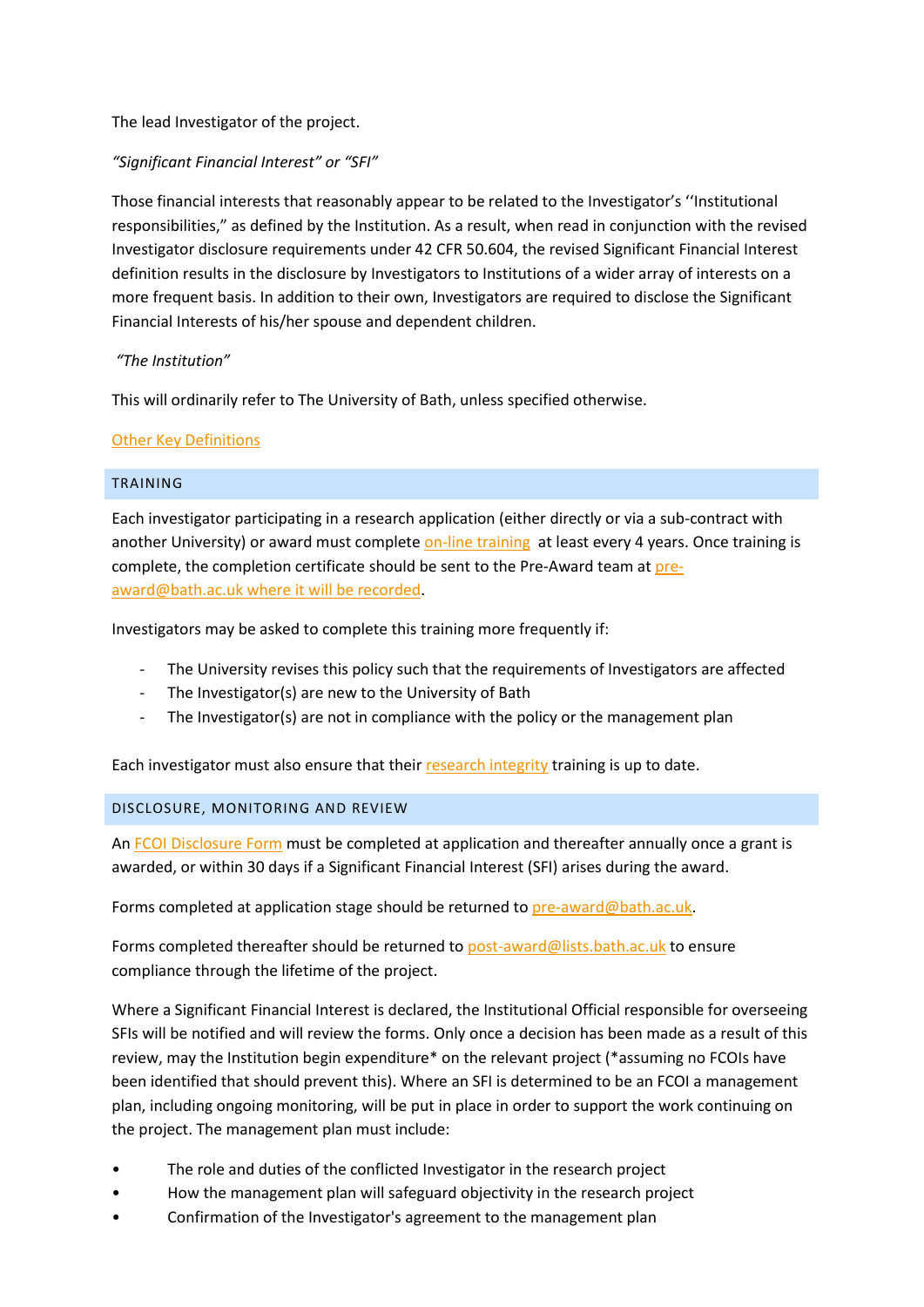The lead Investigator of the project.

*"Significant Financial Interest" or "SFI"*

Those financial interests that reasonably appear to be related to the Investigator's ''Institutional responsibilities," as defined by the Institution. As a result, when read in conjunction with the revised Investigator disclosure requirements under 42 CFR 50.604, the revised Significant Financial Interest definition results in the disclosure by Investigators to Institutions of a wider array of interests on a more frequent basis. In addition to their own, Investigators are required to disclose the Significant Financial Interests of his/her spouse and dependent children.

*"The Institution"*

This will ordinarily refer to The University of Bath, unless specified otherwise.

Other Key Definitions

## TRAINING

Each investigator participating in a research application (either directly or via a sub-contract with another University) or award must complete on-line training at least every 4 years. Once training is complete, the completion certificate should be sent to the Pre-Award team at pre-award@bath.ac.uk where it will be recorded.

Investigators may be asked to complete this training more frequently if:

- The University revises this policy such that the requirements of Investigators are affected
- The Investigator(s) are new to the University of Bath
- The Investigator(s) are not in compliance with the policy or the management plan

Each investigator must also ensure that their research integrity training is up to date.

## DISCLOSURE, MONITORING AND REVIEW

An FCOI Disclosure Form must be completed at application and thereafter annually once a grant is awarded, or within 30 days if a Significant Financial Interest (SFI) arises during the award.

Forms completed at application stage should be returned to pre-award@bath.ac.uk.

Forms completed thereafter should be returned to post-award@lists.bath.ac.uk to ensure compliance through the lifetime of the project.

Where a Significant Financial Interest is declared, the Institutional Official responsible for overseeing SFIs will be notified and will review the forms. Only once a decision has been made as a result of this review, may the Institution begin expenditure* on the relevant project (*assuming no FCOIs have been identified that should prevent this). Where an SFI is determined to be an FCOI a management plan, including ongoing monitoring, will be put in place in order to support the work continuing on the project. The management plan must include:

- The role and duties of the conflicted Investigator in the research project
- How the management plan will safeguard objectivity in the research project
- Confirmation of the Investigator's agreement to the management plan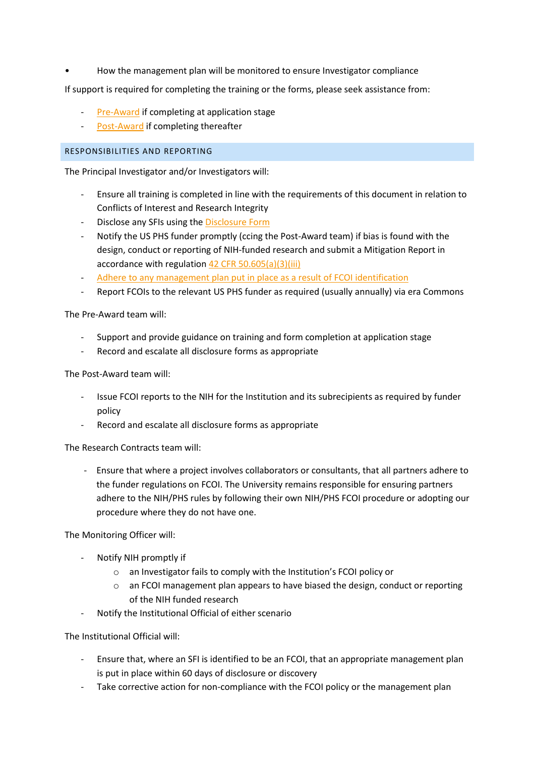- How the management plan will be monitored to ensure Investigator compliance

If support is required for completing the training or the forms, please seek assistance from:

- Pre-Award if completing at application stage
- Post-Award if completing thereafter

## RESPONSIBILITIES AND REPORTING

The Principal Investigator and/or Investigators will:

- Ensure all training is completed in line with the requirements of this document in relation to Conflicts of Interest and Research Integrity
- Disclose any SFIs using the Disclosure Form
- Notify the US PHS funder promptly (ccing the Post-Award team) if bias is found with the design, conduct or reporting of NIH-funded research and submit a Mitigation Report in accordance with regulation 42 CFR 50.605(a)(3)(iii)
- Adhere to any management plan put in place as a result of FCOI identification
- Report FCOIs to the relevant US PHS funder as required (usually annually) via era Commons

The Pre-Award team will:

- Support and provide guidance on training and form completion at application stage
- Record and escalate all disclosure forms as appropriate

The Post-Award team will:

- Issue FCOI reports to the NIH for the Institution and its subrecipients as required by funder policy
- Record and escalate all disclosure forms as appropriate

The Research Contracts team will:

- Ensure that where a project involves collaborators or consultants, that all partners adhere to the funder regulations on FCOI. The University remains responsible for ensuring partners adhere to the NIH/PHS rules by following their own NIH/PHS FCOI procedure or adopting our procedure where they do not have one.

The Monitoring Officer will:

- Notify NIH promptly if
    - an Investigator fails to comply with the Institution's FCOI policy or
    - an FCOI management plan appears to have biased the design, conduct or reporting of the NIH funded research
- Notify the Institutional Official of either scenario

The Institutional Official will:

- Ensure that, where an SFI is identified to be an FCOI, that an appropriate management plan is put in place within 60 days of disclosure or discovery
- Take corrective action for non-compliance with the FCOI policy or the management plan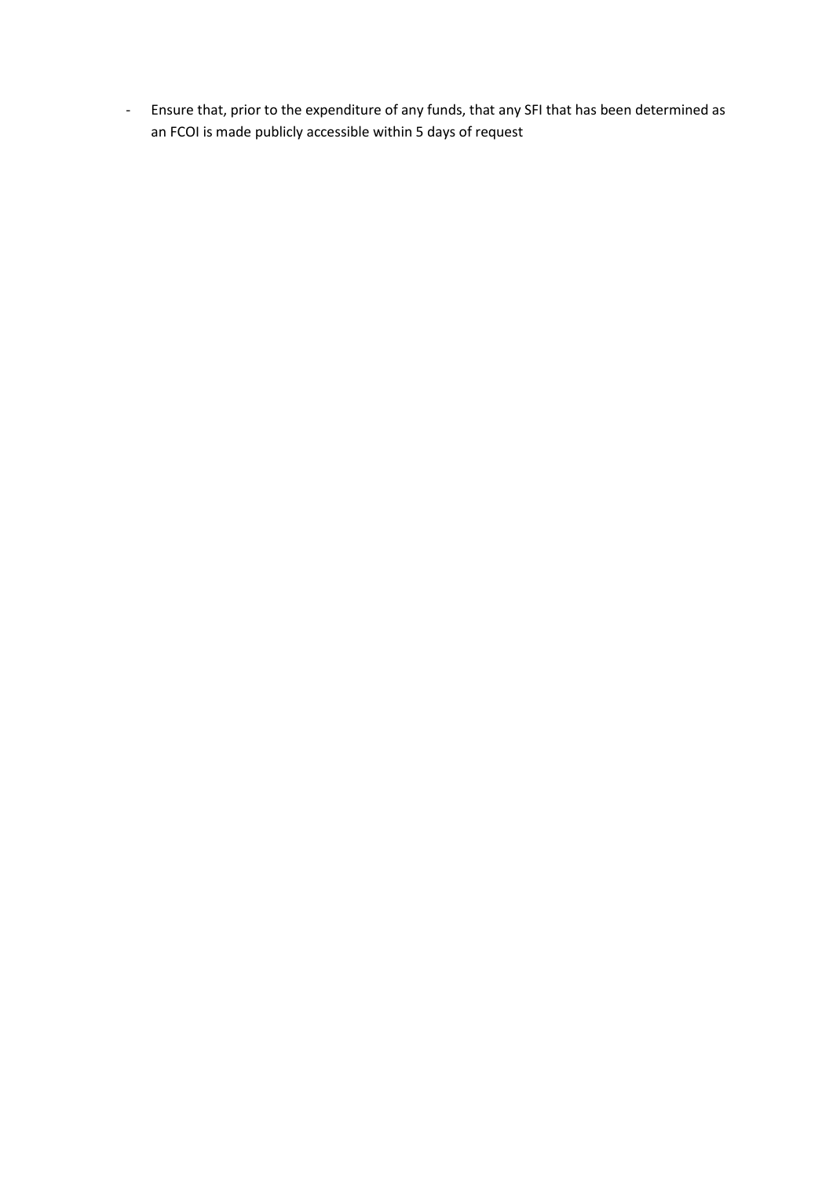- Ensure that, prior to the expenditure of any funds, that any SFI that has been determined as an FCOI is made publicly accessible within 5 days of request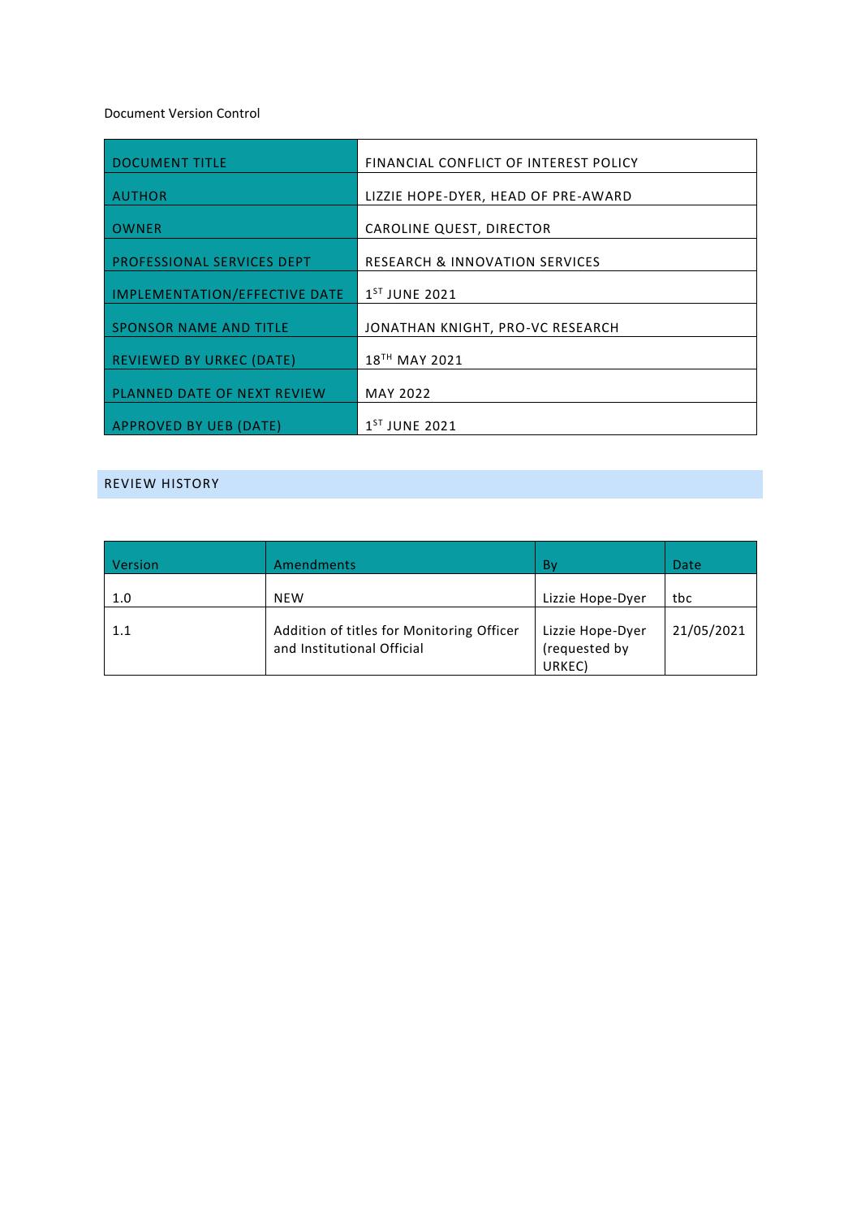Document Version Control

| | |
|---|---|
| DOCUMENT TITLE | FINANCIAL CONFLICT OF INTEREST POLICY |
| AUTHOR | LIZZIE HOPE-DYER, HEAD OF PRE-AWARD |
| OWNER | CAROLINE QUEST, DIRECTOR |
| PROFESSIONAL SERVICES DEPT | RESEARCH & INNOVATION SERVICES |
| IMPLEMENTATION/EFFECTIVE DATE | 1ST JUNE 2021 |
| SPONSOR NAME AND TITLE | JONATHAN KNIGHT, PRO-VC RESEARCH |
| REVIEWED BY URKEC (DATE) | 18TH MAY 2021 |
| PLANNED DATE OF NEXT REVIEW | MAY 2022 |
| APPROVED BY UEB (DATE) | 1ST JUNE 2021 |

## REVIEW HISTORY

| Version | Amendments | By | Date |
|---|---|---|---|
| 1.0 | NEW | Lizzie Hope-Dyer | tbc |
| 1.1 | Addition of titles for Monitoring Officer and Institutional Official | Lizzie Hope-Dyer (requested by URKEC) | 21/05/2021 |